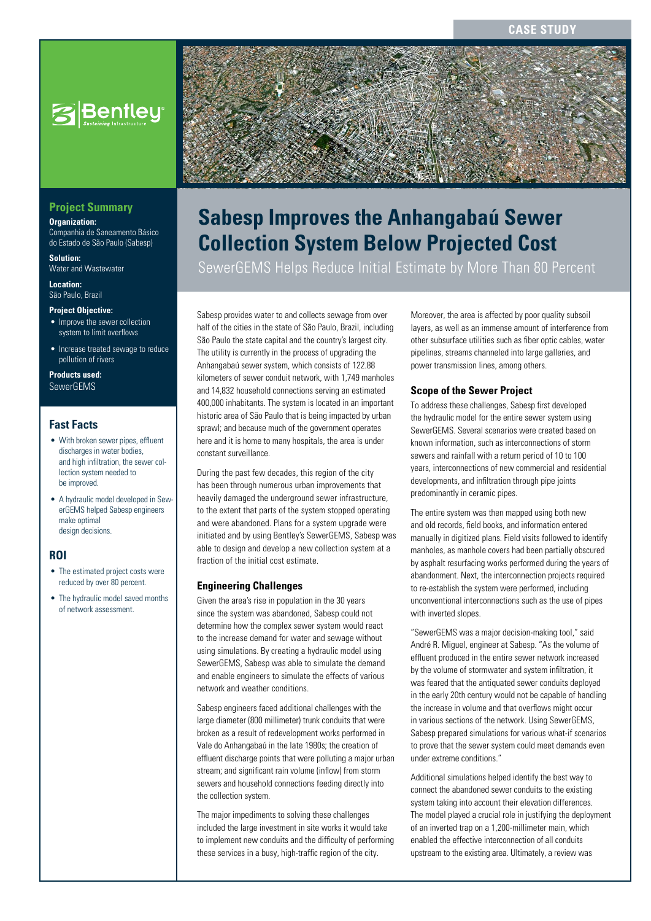CASE STUDY

# Sabesp Improves the Anhangabaú Sewer Collection System Below Projected Cost

SewerGEMS Helps Reduce Initial Estimate by More Than 80 Percent

## Project Summary

**Organization:**
Companhia de Saneamento Básico do Estado de São Paulo (Sabesp)

**Solution:**
Water and Wastewater

**Location:**
São Paulo, Brazil

**Project Objective:**

- Improve the sewer collection system to limit overflows
- Increase treated sewage to reduce pollution of rivers

**Products used:**
SewerGEMS

## Fast Facts

- With broken sewer pipes, effluent discharges in water bodies, and high infiltration, the sewer collection system needed to be improved.
- A hydraulic model developed in SewerGEMS helped Sabesp engineers make optimal design decisions.

## ROI

- The estimated project costs were reduced by over 80 percent.
- The hydraulic model saved months of network assessment.

Sabesp provides water to and collects sewage from over half of the cities in the state of São Paulo, Brazil, including São Paulo the state capital and the country's largest city. The utility is currently in the process of upgrading the Anhangabaú sewer system, which consists of 122.88 kilometers of sewer conduit network, with 1,749 manholes and 14,832 household connections serving an estimated 400,000 inhabitants. The system is located in an important historic area of São Paulo that is being impacted by urban sprawl; and because much of the government operates here and it is home to many hospitals, the area is under constant surveillance.

During the past few decades, this region of the city has been through numerous urban improvements that heavily damaged the underground sewer infrastructure, to the extent that parts of the system stopped operating and were abandoned. Plans for a system upgrade were initiated and by using Bentley's SewerGEMS, Sabesp was able to design and develop a new collection system at a fraction of the initial cost estimate.

### Engineering Challenges

Given the area's rise in population in the 30 years since the system was abandoned, Sabesp could not determine how the complex sewer system would react to the increase demand for water and sewage without using simulations. By creating a hydraulic model using SewerGEMS, Sabesp was able to simulate the demand and enable engineers to simulate the effects of various network and weather conditions.

Sabesp engineers faced additional challenges with the large diameter (800 millimeter) trunk conduits that were broken as a result of redevelopment works performed in Vale do Anhangabaú in the late 1980s; the creation of effluent discharge points that were polluting a major urban stream; and significant rain volume (inflow) from storm sewers and household connections feeding directly into the collection system.

The major impediments to solving these challenges included the large investment in site works it would take to implement new conduits and the difficulty of performing these services in a busy, high-traffic region of the city.

Moreover, the area is affected by poor quality subsoil layers, as well as an immense amount of interference from other subsurface utilities such as fiber optic cables, water pipelines, streams channeled into large galleries, and power transmission lines, among others.

### Scope of the Sewer Project

To address these challenges, Sabesp first developed the hydraulic model for the entire sewer system using SewerGEMS. Several scenarios were created based on known information, such as interconnections of storm sewers and rainfall with a return period of 10 to 100 years, interconnections of new commercial and residential developments, and infiltration through pipe joints predominantly in ceramic pipes.

The entire system was then mapped using both new and old records, field books, and information entered manually in digitized plans. Field visits followed to identify manholes, as manhole covers had been partially obscured by asphalt resurfacing works performed during the years of abandonment. Next, the interconnection projects required to re-establish the system were performed, including unconventional interconnections such as the use of pipes with inverted slopes.

"SewerGEMS was a major decision-making tool," said André R. Miguel, engineer at Sabesp. "As the volume of effluent produced in the entire sewer network increased by the volume of stormwater and system infiltration, it was feared that the antiquated sewer conduits deployed in the early 20th century would not be capable of handling the increase in volume and that overflows might occur in various sections of the network. Using SewerGEMS, Sabesp prepared simulations for various what-if scenarios to prove that the sewer system could meet demands even under extreme conditions."

Additional simulations helped identify the best way to connect the abandoned sewer conduits to the existing system taking into account their elevation differences. The model played a crucial role in justifying the deployment of an inverted trap on a 1,200-millimeter main, which enabled the effective interconnection of all conduits upstream to the existing area. Ultimately, a review was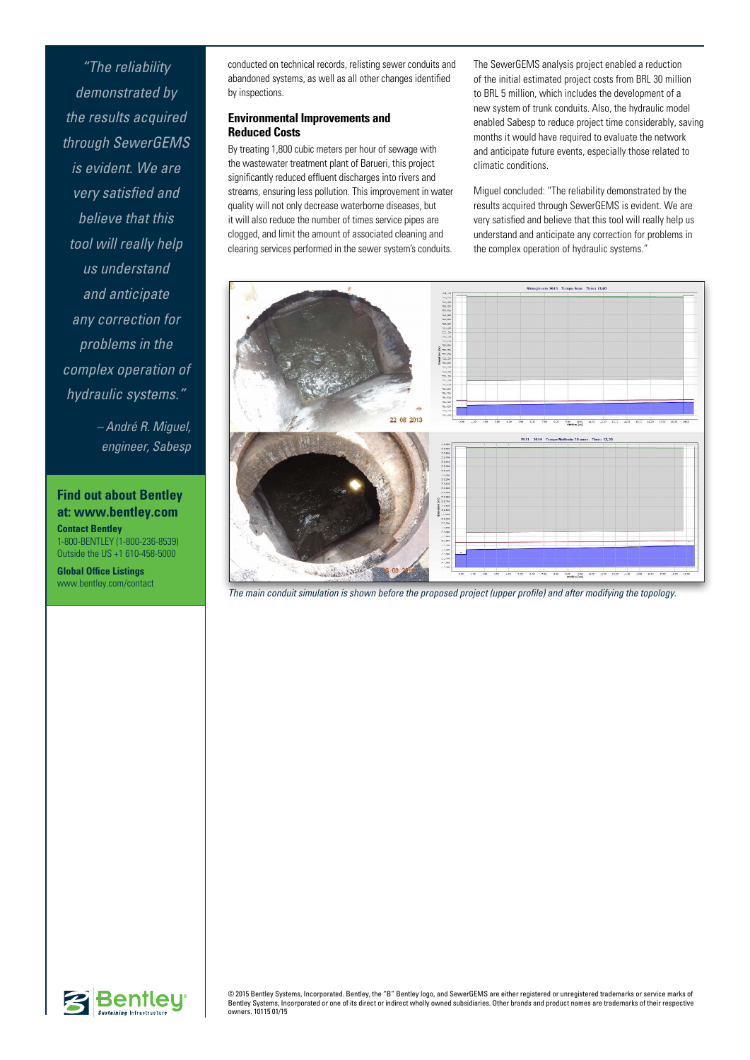conducted on technical records, relisting sewer conduits and abandoned systems, as well as all other changes identified by inspections.

## Environmental Improvements and Reduced Costs

By treating 1,800 cubic meters per hour of sewage with the wastewater treatment plant of Barueri, this project significantly reduced effluent discharges into rivers and streams, ensuring less pollution. This improvement in water quality will not only decrease waterborne diseases, but it will also reduce the number of times service pipes are clogged, and limit the amount of associated cleaning and clearing services performed in the sewer system's conduits.

The SewerGEMS analysis project enabled a reduction of the initial estimated project costs from BRL 30 million to BRL 5 million, which includes the development of a new system of trunk conduits. Also, the hydraulic model enabled Sabesp to reduce project time considerably, saving months it would have required to evaluate the network and anticipate future events, especially those related to climatic conditions.

Miguel concluded: "The reliability demonstrated by the results acquired through SewerGEMS is evident. We are very satisfied and believe that this tool will really help us understand and anticipate any correction for problems in the complex operation of hydraulic systems."

22 08 2013

*The main conduit simulation is shown before the proposed project (upper profile) and after modifying the topology.*

*"The reliability demonstrated by the results acquired through SewerGEMS is evident. We are very satisfied and believe that this tool will really help us understand and anticipate any correction for problems in the complex operation of hydraulic systems."*

*– André R. Miguel, engineer, Sabesp*

**Find out about Bentley at: www.bentley.com**

**Contact Bentley**
1-800-BENTLEY (1-800-236-8539)
Outside the US +1 610-458-5000

**Global Office Listings**
www.bentley.com/contact

© 2015 Bentley Systems, Incorporated. Bentley, the "B" Bentley logo, and SewerGEMS are either registered or unregistered trademarks or service marks of Bentley Systems, Incorporated or one of its direct or indirect wholly owned subsidiaries. Other brands and product names are trademarks of their respective owners. 10115 01/15